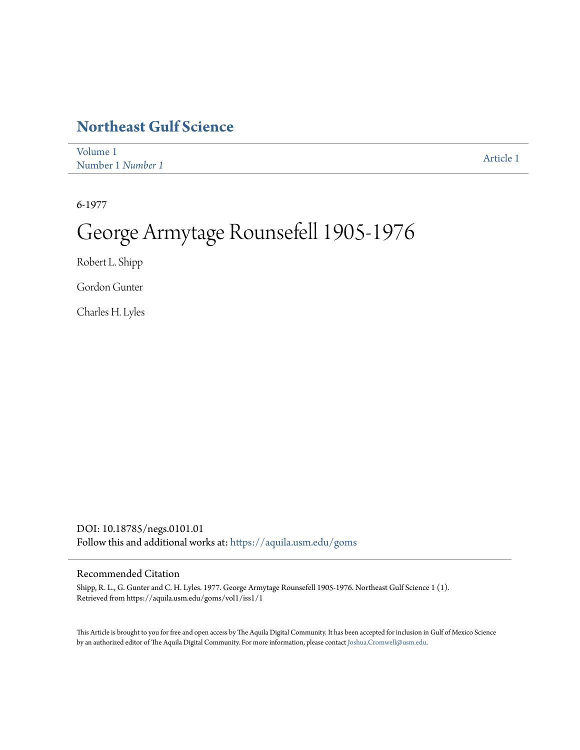# Northeast Gulf Science

Volume 1
Number 1 *Number 1*

Article 1

6-1977

# George Armytage Rounsefell 1905-1976

Robert L. Shipp

Gordon Gunter

Charles H. Lyles

DOI: 10.18785/negs.0101.01
Follow this and additional works at: https://aquila.usm.edu/goms

## Recommended Citation

Shipp, R. L., G. Gunter and C. H. Lyles. 1977. George Armytage Rounsefell 1905-1976. Northeast Gulf Science 1 (1).
Retrieved from https://aquila.usm.edu/goms/vol1/iss1/1

This Article is brought to you for free and open access by The Aquila Digital Community. It has been accepted for inclusion in Gulf of Mexico Science by an authorized editor of The Aquila Digital Community. For more information, please contact Joshua.Cromwell@usm.edu.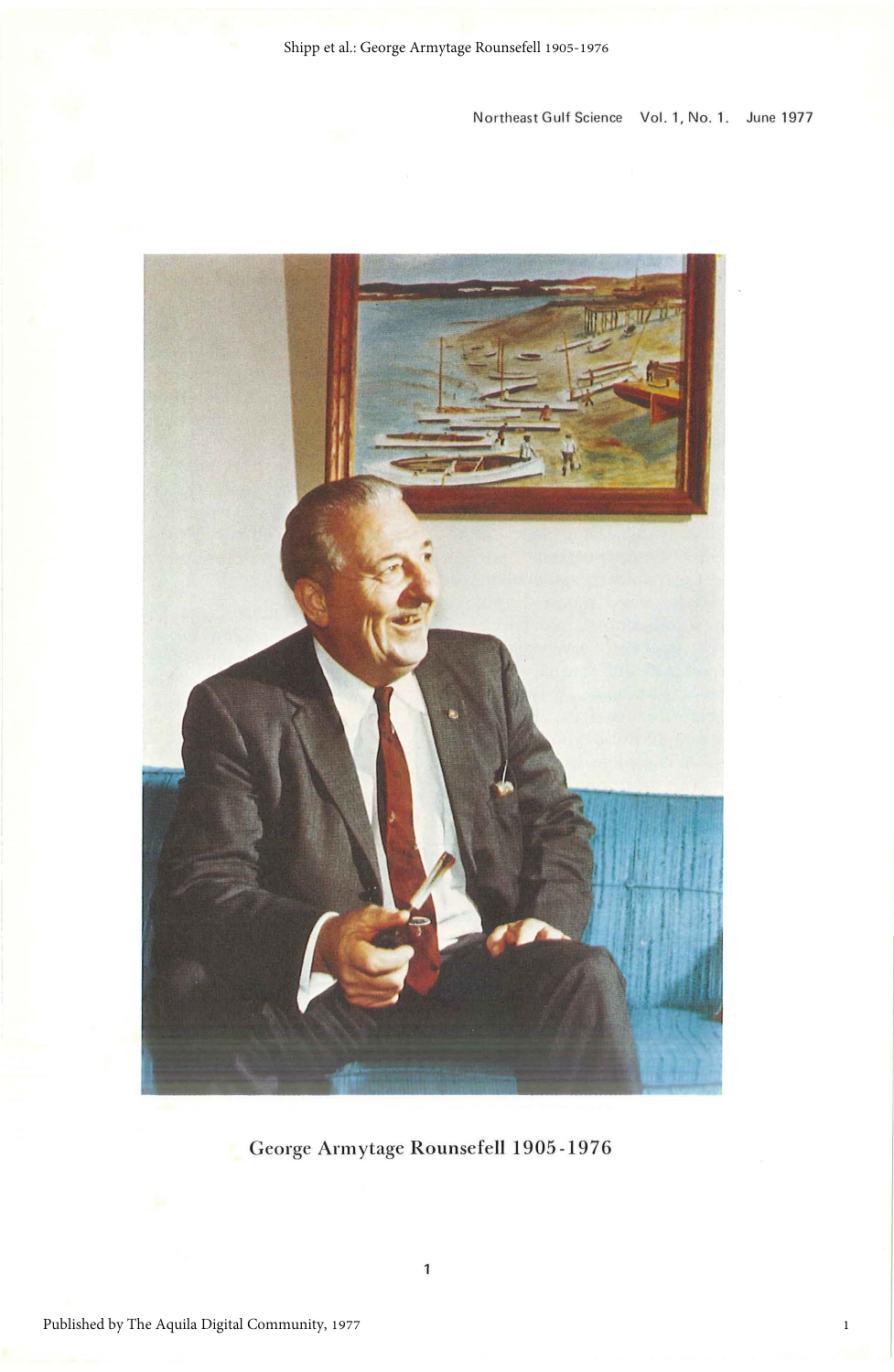George Armytage Rounsefell 1905-1976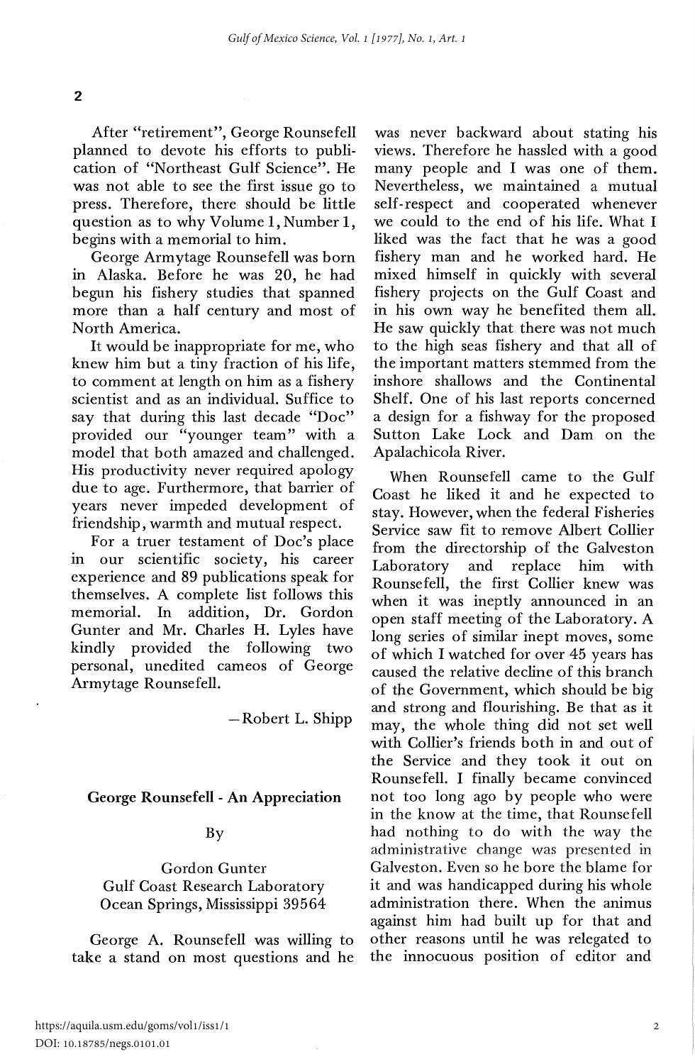After "retirement", George Rounsefell planned to devote his efforts to publication of "Northeast Gulf Science". He was not able to see the first issue go to press. Therefore, there should be little question as to why Volume 1, Number 1, begins with a memorial to him.

George Armytage Rounsefell was born in Alaska. Before he was 20, he had begun his fishery studies that spanned more than a half century and most of North America.

It would be inappropriate for me, who knew him but a tiny fraction of his life, to comment at length on him as a fishery scientist and as an individual. Suffice to say that during this last decade "Doc" provided our "younger team" with a model that both amazed and challenged. His productivity never required apology due to age. Furthermore, that barrier of years never impeded development of friendship, warmth and mutual respect.

For a truer testament of Doc's place in our scientific society, his career experience and 89 publications speak for themselves. A complete list follows this memorial. In addition, Dr. Gordon Gunter and Mr. Charles H. Lyles have kindly provided the following two personal, unedited cameos of George Armytage Rounsefell.

—Robert L. Shipp

## George Rounsefell - An Appreciation

By

Gordon Gunter
Gulf Coast Research Laboratory
Ocean Springs, Mississippi 39564

George A. Rounsefell was willing to take a stand on most questions and he was never backward about stating his views. Therefore he hassled with a good many people and I was one of them. Nevertheless, we maintained a mutual self-respect and cooperated whenever we could to the end of his life. What I liked was the fact that he was a good fishery man and he worked hard. He mixed himself in quickly with several fishery projects on the Gulf Coast and in his own way he benefited them all. He saw quickly that there was not much to the high seas fishery and that all of the important matters stemmed from the inshore shallows and the Continental Shelf. One of his last reports concerned a design for a fishway for the proposed Sutton Lake Lock and Dam on the Apalachicola River.

When Rounsefell came to the Gulf Coast he liked it and he expected to stay. However, when the federal Fisheries Service saw fit to remove Albert Collier from the directorship of the Galveston Laboratory and replace him with Rounsefell, the first Collier knew was when it was ineptly announced in an open staff meeting of the Laboratory. A long series of similar inept moves, some of which I watched for over 45 years has caused the relative decline of this branch of the Government, which should be big and strong and flourishing. Be that as it may, the whole thing did not set well with Collier's friends both in and out of the Service and they took it out on Rounsefell. I finally became convinced not too long ago by people who were in the know at the time, that Rounsefell had nothing to do with the way the administrative change was presented in Galveston. Even so he bore the blame for it and was handicapped during his whole administration there. When the animus against him had built up for that and other reasons until he was relegated to the innocuous position of editor and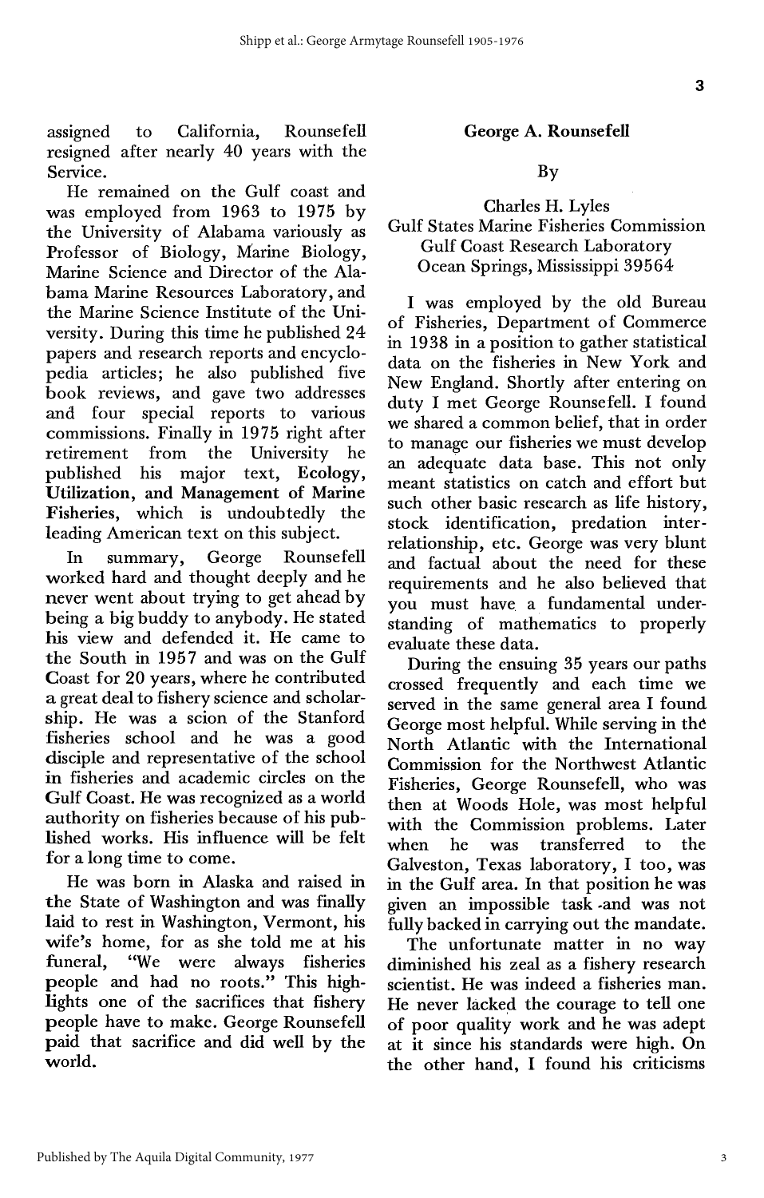assigned to California, Rounsefell resigned after nearly 40 years with the Service.

He remained on the Gulf coast and was employed from 1963 to 1975 by the University of Alabama variously as Professor of Biology, Marine Biology, Marine Science and Director of the Alabama Marine Resources Laboratory, and the Marine Science Institute of the University. During this time he published 24 papers and research reports and encyclopedia articles; he also published five book reviews, and gave two addresses and four special reports to various commissions. Finally in 1975 right after retirement from the University he published his major text, **Ecology, Utilization, and Management of Marine Fisheries**, which is undoubtedly the leading American text on this subject.

In summary, George Rounsefell worked hard and thought deeply and he never went about trying to get ahead by being a big buddy to anybody. He stated his view and defended it. He came to the South in 1957 and was on the Gulf Coast for 20 years, where he contributed a great deal to fishery science and scholarship. He was a scion of the Stanford fisheries school and he was a good disciple and representative of the school in fisheries and academic circles on the Gulf Coast. He was recognized as a world authority on fisheries because of his published works. His influence will be felt for a long time to come.

He was born in Alaska and raised in the State of Washington and was finally laid to rest in Washington, Vermont, his wife's home, for as she told me at his funeral, "We were always fisheries people and had no roots." This highlights one of the sacrifices that fishery people have to make. George Rounsefell paid that sacrifice and did well by the world.

## George A. Rounsefell

By

Charles H. Lyles
Gulf States Marine Fisheries Commission
Gulf Coast Research Laboratory
Ocean Springs, Mississippi 39564

I was employed by the old Bureau of Fisheries, Department of Commerce in 1938 in a position to gather statistical data on the fisheries in New York and New England. Shortly after entering on duty I met George Rounsefell. I found we shared a common belief, that in order to manage our fisheries we must develop an adequate data base. This not only meant statistics on catch and effort but such other basic research as life history, stock identification, predation interrelationship, etc. George was very blunt and factual about the need for these requirements and he also believed that you must have a fundamental understanding of mathematics to properly evaluate these data.

During the ensuing 35 years our paths crossed frequently and each time we served in the same general area I found George most helpful. While serving in the North Atlantic with the International Commission for the Northwest Atlantic Fisheries, George Rounsefell, who was then at Woods Hole, was most helpful with the Commission problems. Later when he was transferred to the Galveston, Texas laboratory, I too, was in the Gulf area. In that position he was given an impossible task -and was not fully backed in carrying out the mandate.

The unfortunate matter in no way diminished his zeal as a fishery research scientist. He was indeed a fisheries man. He never lacked the courage to tell one of poor quality work and he was adept at it since his standards were high. On the other hand, I found his criticisms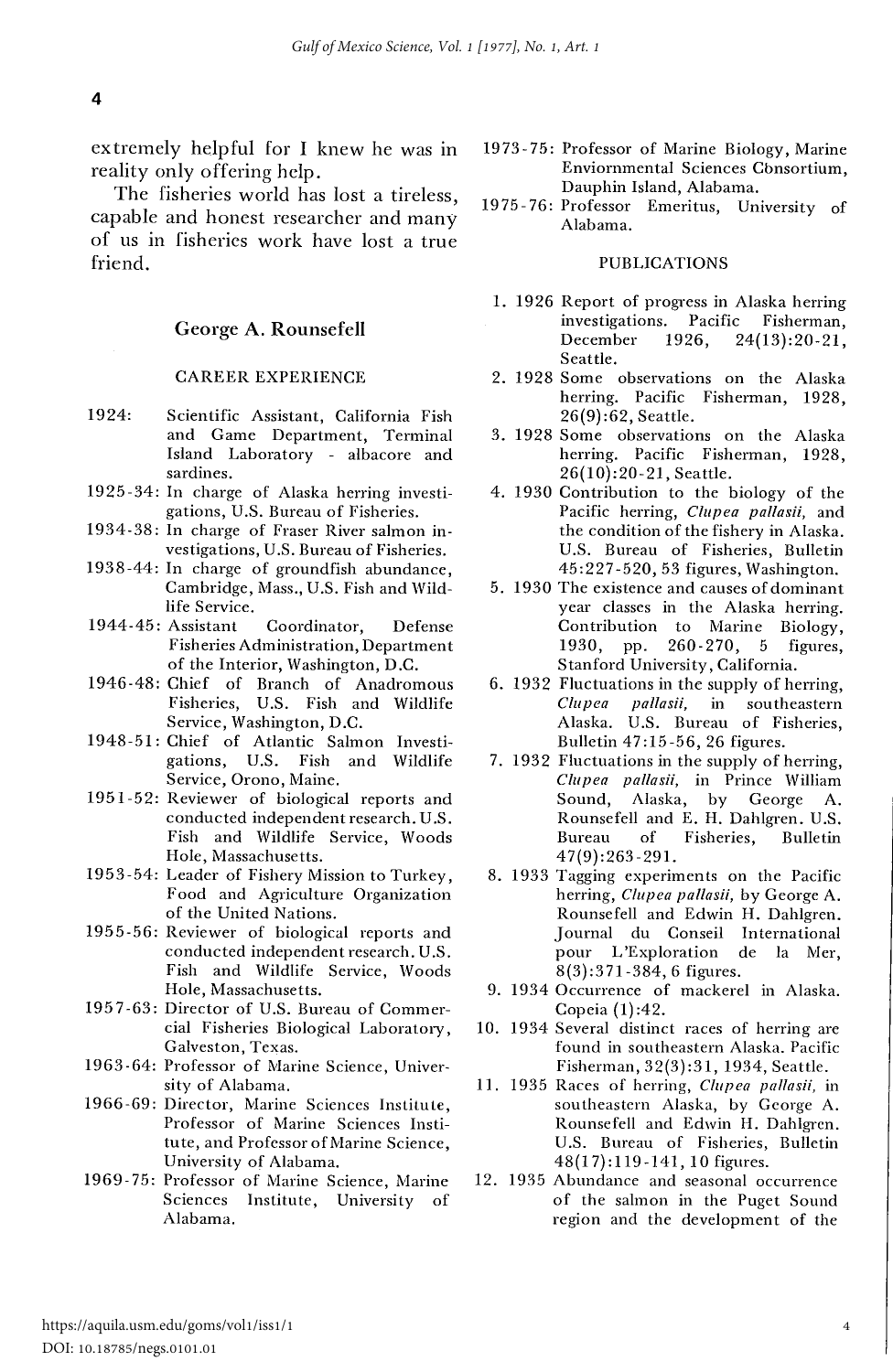extremely helpful for I knew he was in reality only offering help.

The fisheries world has lost a tireless, capable and honest researcher and many of us in fisheries work have lost a true friend.

## George A. Rounsefell

### CAREER EXPERIENCE

1924: Scientific Assistant, California Fish and Game Department, Terminal Island Laboratory - albacore and sardines.

1925-34: In charge of Alaska herring investigations, U.S. Bureau of Fisheries.

1934-38: In charge of Fraser River salmon investigations, U.S. Bureau of Fisheries.

1938-44: In charge of groundfish abundance, Cambridge, Mass., U.S. Fish and Wildlife Service.

1944-45: Assistant Coordinator, Defense Fisheries Administration, Department of the Interior, Washington, D.C.

1946-48: Chief of Branch of Anadromous Fisheries, U.S. Fish and Wildlife Service, Washington, D.C.

1948-51: Chief of Atlantic Salmon Investigations, U.S. Fish and Wildlife Service, Orono, Maine.

1951-52: Reviewer of biological reports and conducted independent research. U.S. Fish and Wildlife Service, Woods Hole, Massachusetts.

1953-54: Leader of Fishery Mission to Turkey, Food and Agriculture Organization of the United Nations.

1955-56: Reviewer of biological reports and conducted independent research. U.S. Fish and Wildlife Service, Woods Hole, Massachusetts.

1957-63: Director of U.S. Bureau of Commercial Fisheries Biological Laboratory, Galveston, Texas.

1963-64: Professor of Marine Science, University of Alabama.

1966-69: Director, Marine Sciences Institute, Professor of Marine Sciences Institute, and Professor of Marine Science, University of Alabama.

1969-75: Professor of Marine Science, Marine Sciences Institute, University of Alabama.

1973-75: Professor of Marine Biology, Marine Enviornmental Sciences Consortium, Dauphin Island, Alabama.

1975-76: Professor Emeritus, University of Alabama.

### PUBLICATIONS

1. 1926 Report of progress in Alaska herring investigations. Pacific Fisherman, December 1926, 24(13):20-21, Seattle.
2. 1928 Some observations on the Alaska herring. Pacific Fisherman, 1928, 26(9):62, Seattle.
3. 1928 Some observations on the Alaska herring. Pacific Fisherman, 1928, 26(10):20-21, Seattle.
4. 1930 Contribution to the biology of the Pacific herring, *Clupea pallasii,* and the condition of the fishery in Alaska. U.S. Bureau of Fisheries, Bulletin 45:227-520, 53 figures, Washington.
5. 1930 The existence and causes of dominant year classes in the Alaska herring. Contribution to Marine Biology, 1930, pp. 260-270, 5 figures, Stanford University, California.
6. 1932 Fluctuations in the supply of herring, *Clupea pallasii,* in southeastern Alaska. U.S. Bureau of Fisheries, Bulletin 47:15-56, 26 figures.
7. 1932 Fluctuations in the supply of herring, *Clupea pallasii,* in Prince William Sound, Alaska, by George A. Rounsefell and E. H. Dahlgren. U.S. Bureau of Fisheries, Bulletin 47(9):263-291.
8. 1933 Tagging experiments on the Pacific herring, *Clupea pallasii,* by George A. Rounsefell and Edwin H. Dahlgren. Journal du Conseil International pour L'Exploration de la Mer, 8(3):371-384, 6 figures.
9. 1934 Occurrence of mackerel in Alaska. Copeia (1):42.
10. 1934 Several distinct races of herring are found in southeastern Alaska. Pacific Fisherman, 32(3):31, 1934, Seattle.
11. 1935 Races of herring, *Clupea pallasii,* in southeastern Alaska, by George A. Rounsefell and Edwin H. Dahlgren. U.S. Bureau of Fisheries, Bulletin 48(17):119-141, 10 figures.
12. 1935 Abundance and seasonal occurrence of the salmon in the Puget Sound region and the development of the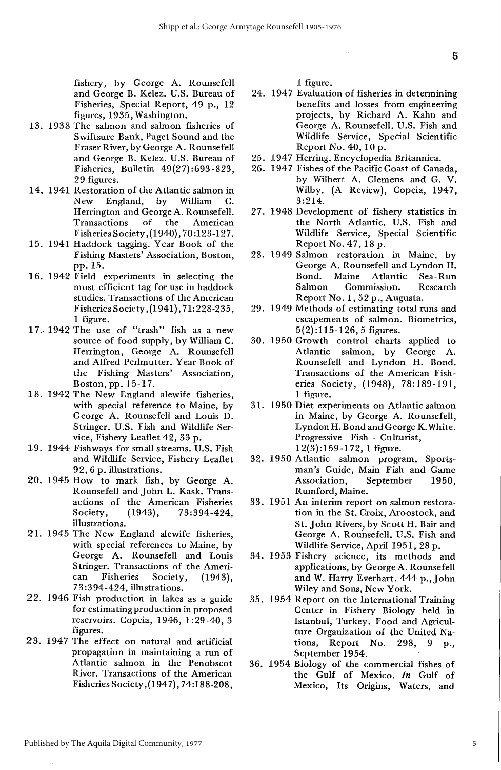fishery, by George A. Rounsefell and George B. Kelez. U.S. Bureau of Fisheries, Special Report, 49 p., 12 figures, 1935, Washington.

13. 1938 The salmon and salmon fisheries of Swiftsure Bank, Puget Sound and the Fraser River, by George A. Rounsefell and George B. Kelez. U.S. Bureau of Fisheries, Bulletin 49(27):693-823, 29 figures.
14. 1941 Restoration of the Atlantic salmon in New England, by William C. Herrington and George A. Rounsefell. Transactions of the American Fisheries Society, (1940), 70:123-127.
15. 1941 Haddock tagging. Year Book of the Fishing Masters' Association, Boston, pp. 15.
16. 1942 Field experiments in selecting the most efficient tag for use in haddock studies. Transactions of the American Fisheries Society, (1941), 71:228-235, 1 figure.
17. 1942 The use of "trash" fish as a new source of food supply, by William C. Herrington, George A. Rounsefell and Alfred Perlmutter. Year Book of the Fishing Masters' Association, Boston, pp. 15-17.
18. 1942 The New England alewife fisheries, with special reference to Maine, by George A. Rounsefell and Louis D. Stringer. U.S. Fish and Wildlife Service, Fishery Leaflet 42, 33 p.
19. 1944 Fishways for small streams. U.S. Fish and Wildlife Service, Fishery Leaflet 92, 6 p. illustrations.
20. 1945 How to mark fish, by George A. Rounsefell and John L. Kask. Transactions of the American Fisheries Society, (1943), 73:394-424, illustrations.
21. 1945 The New England alewife fisheries, with special references to Maine, by George A. Rounsefell and Louis Stringer. Transactions of the American Fisheries Society, (1943), 73:394-424, illustrations.
22. 1946 Fish production in lakes as a guide for estimating production in proposed reservoirs. Copeia, 1946, 1:29-40, 3 figures.
23. 1947 The effect on natural and artificial propagation in maintaining a run of Atlantic salmon in the Penobscot River. Transactions of the American Fisheries Society, (1947), 74:188-208, 1 figure.
24. 1947 Evaluation of fisheries in determining benefits and losses from engineering projects, by Richard A. Kahn and George A. Rounsefell. U.S. Fish and Wildlife Service, Special Scientific Report No. 40, 10 p.
25. 1947 Herring. Encyclopedia Britannica.
26. 1947 Fishes of the Pacific Coast of Canada, by Wilbert A. Clemens and G. V. Wilby. (A Review), Copeia, 1947, 3:214.
27. 1948 Development of fishery statistics in the North Atlantic. U.S. Fish and Wildlife Service, Special Scientific Report No. 47, 18 p.
28. 1949 Salmon restoration in Maine, by George A. Rounsefell and Lyndon H. Bond. Maine Atlantic Sea-Run Salmon Commission. Research Report No. 1, 52 p., Augusta.
29. 1949 Methods of estimating total runs and escapements of salmon. Biometrics, 5(2):115-126, 5 figures.
30. 1950 Growth control charts applied to Atlantic salmon, by George A. Rounsefell and Lyndon H. Bond. Transactions of the American Fisheries Society, (1948), 78:189-191, 1 figure.
31. 1950 Diet experiments on Atlantic salmon in Maine, by George A. Rounsefell, Lyndon H. Bond and George K. White. Progressive Fish - Culturist, 12(3):159-172, 1 figure.
32. 1950 Atlantic salmon program. Sportsman's Guide, Main Fish and Game Association, September 1950, Rumford, Maine.
33. 1951 An interim report on salmon restoration in the St. Croix, Aroostock, and St. John Rivers, by Scott H. Bair and George A. Rounsefell. U.S. Fish and Wildlife Service, April 1951, 28 p.
34. 1953 Fishery science, its methods and applications, by George A. Rounsefell and W. Harry Everhart. 444 p., John Wiley and Sons, New York.
35. 1954 Report on the International Training Center in Fishery Biology held in Istanbul, Turkey. Food and Agriculture Organization of the United Nations, Report No. 298, 9 p., September 1954.
36. 1954 Biology of the commercial fishes of the Gulf of Mexico. *In* Gulf of Mexico, Its Origins, Waters, and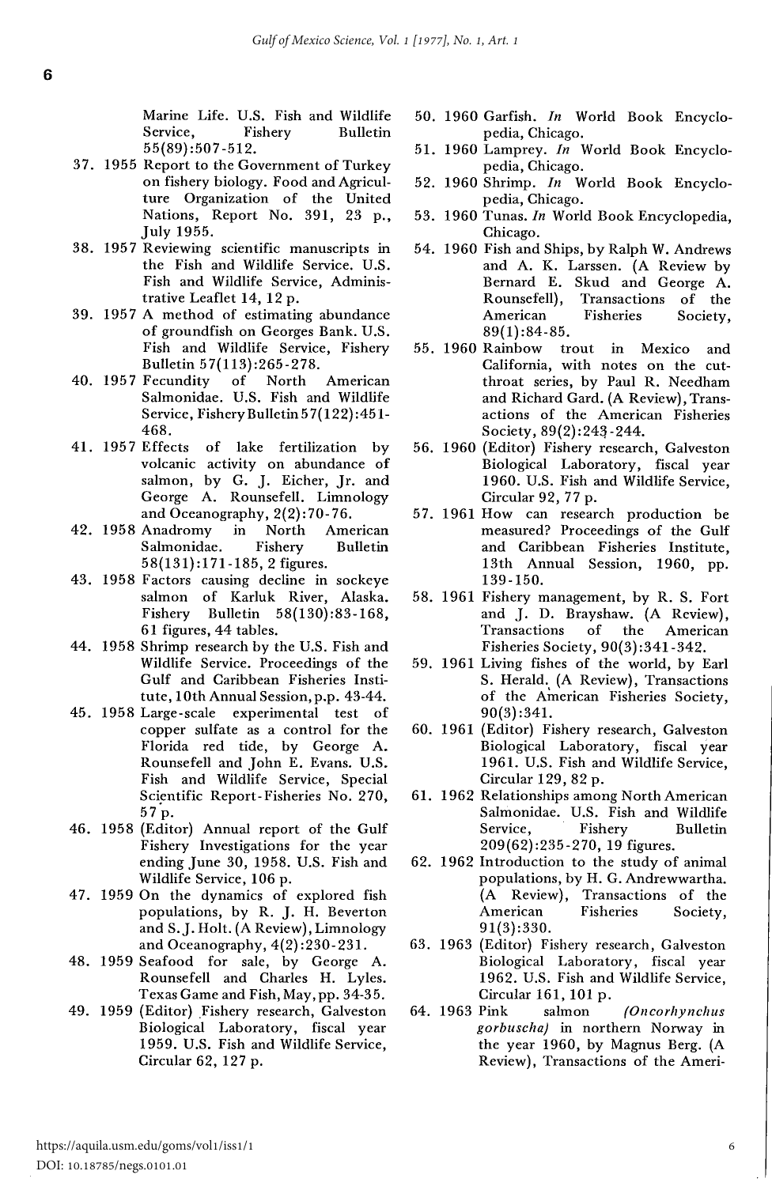Marine Life. U.S. Fish and Wildlife Service, Fishery Bulletin 55(89):507-512.

37. 1955 Report to the Government of Turkey on fishery biology. Food and Agriculture Organization of the United Nations, Report No. 391, 23 p., July 1955.
38. 1957 Reviewing scientific manuscripts in the Fish and Wildlife Service. U.S. Fish and Wildlife Service, Administrative Leaflet 14, 12 p.
39. 1957 A method of estimating abundance of groundfish on Georges Bank. U.S. Fish and Wildlife Service, Fishery Bulletin 57(113):265-278.
40. 1957 Fecundity of North American Salmonidae. U.S. Fish and Wildlife Service, Fishery Bulletin 57(122):451-468.
41. 1957 Effects of lake fertilization by volcanic activity on abundance of salmon, by G. J. Eicher, Jr. and George A. Rounsefell. Limnology and Oceanography, 2(2):70-76.
42. 1958 Anadromy in North American Salmonidae. Fishery Bulletin 58(131):171-185, 2 figures.
43. 1958 Factors causing decline in sockeye salmon of Karluk River, Alaska. Fishery Bulletin 58(130):83-168, 61 figures, 44 tables.
44. 1958 Shrimp research by the U.S. Fish and Wildlife Service. Proceedings of the Gulf and Caribbean Fisheries Institute, 10th Annual Session, p.p. 43-44.
45. 1958 Large-scale experimental test of copper sulfate as a control for the Florida red tide, by George A. Rounsefell and John E. Evans. U.S. Fish and Wildlife Service, Special Scientific Report-Fisheries No. 270, 57 p.
46. 1958 (Editor) Annual report of the Gulf Fishery Investigations for the year ending June 30, 1958. U.S. Fish and Wildlife Service, 106 p.
47. 1959 On the dynamics of explored fish populations, by R. J. H. Beverton and S. J. Holt. (A Review), Limnology and Oceanography, 4(2):230-231.
48. 1959 Seafood for sale, by George A. Rounsefell and Charles H. Lyles. Texas Game and Fish, May, pp. 34-35.
49. 1959 (Editor) Fishery research, Galveston Biological Laboratory, fiscal year 1959. U.S. Fish and Wildlife Service, Circular 62, 127 p.
50. 1960 Garfish. *In* World Book Encyclopedia, Chicago.
51. 1960 Lamprey. *In* World Book Encyclopedia, Chicago.
52. 1960 Shrimp. *In* World Book Encyclopedia, Chicago.
53. 1960 Tunas. *In* World Book Encyclopedia, Chicago.
54. 1960 Fish and Ships, by Ralph W. Andrews and A. K. Larssen. (A Review by Bernard E. Skud and George A. Rounsefell), Transactions of the American Fisheries Society, 89(1):84-85.
55. 1960 Rainbow trout in Mexico and California, with notes on the cutthroat series, by Paul R. Needham and Richard Gard. (A Review), Transactions of the American Fisheries Society, 89(2):243-244.
56. 1960 (Editor) Fishery research, Galveston Biological Laboratory, fiscal year 1960. U.S. Fish and Wildlife Service, Circular 92, 77 p.
57. 1961 How can research production be measured? Proceedings of the Gulf and Caribbean Fisheries Institute, 13th Annual Session, 1960, pp. 139-150.
58. 1961 Fishery management, by R. S. Fort and J. D. Brayshaw. (A Review), Transactions of the American Fisheries Society, 90(3):341-342.
59. 1961 Living fishes of the world, by Earl S. Herald. (A Review), Transactions of the American Fisheries Society, 90(3):341.
60. 1961 (Editor) Fishery research, Galveston Biological Laboratory, fiscal year 1961. U.S. Fish and Wildlife Service, Circular 129, 82 p.
61. 1962 Relationships among North American Salmonidae. U.S. Fish and Wildlife Service, Fishery Bulletin 209(62):235-270, 19 figures.
62. 1962 Introduction to the study of animal populations, by H. G. Andrewwartha. (A Review), Transactions of the American Fisheries Society, 91(3):330.
63. 1963 (Editor) Fishery research, Galveston Biological Laboratory, fiscal year 1962. U.S. Fish and Wildlife Service, Circular 161, 101 p.
64. 1963 Pink salmon *(Oncorhynchus gorbuscha)* in northern Norway in the year 1960, by Magnus Berg. (A Review), Transactions of the Ameri-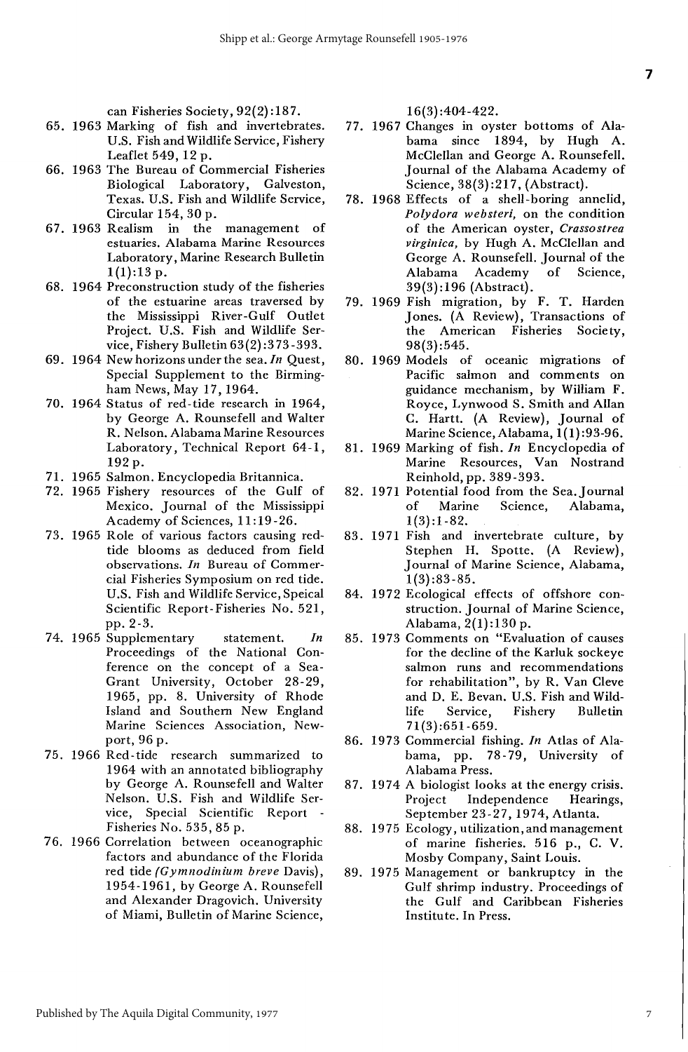can Fisheries Society, 92(2):187.

65. 1963 Marking of fish and invertebrates. U.S. Fish and Wildlife Service, Fishery Leaflet 549, 12 p.
66. 1963 The Bureau of Commercial Fisheries Biological Laboratory, Galveston, Texas. U.S. Fish and Wildlife Service, Circular 154, 30 p.
67. 1963 Realism in the management of estuaries. Alabama Marine Resources Laboratory, Marine Research Bulletin 1(1):13 p.
68. 1964 Preconstruction study of the fisheries of the estuarine areas traversed by the Mississippi River-Gulf Outlet Project. U.S. Fish and Wildlife Service, Fishery Bulletin 63(2):373-393.
69. 1964 New horizons under the sea. *In* Quest, Special Supplement to the Birmingham News, May 17, 1964.
70. 1964 Status of red-tide research in 1964, by George A. Rounsefell and Walter R. Nelson. Alabama Marine Resources Laboratory, Technical Report 64-1, 192 p.
71. 1965 Salmon. Encyclopedia Britannica.
72. 1965 Fishery resources of the Gulf of Mexico. Journal of the Mississippi Academy of Sciences, 11:19-26.
73. 1965 Role of various factors causing red-tide blooms as deduced from field observations. *In* Bureau of Commercial Fisheries Symposium on red tide. U.S. Fish and Wildlife Service, Speical Scientific Report-Fisheries No. 521, pp. 2-3.
74. 1965 Supplementary statement. *In* Proceedings of the National Conference on the concept of a Sea-Grant University, October 28-29, 1965, pp. 8. University of Rhode Island and Southern New England Marine Sciences Association, Newport, 96 p.
75. 1966 Red-tide research summarized to 1964 with an annotated bibliography by George A. Rounsefell and Walter Nelson. U.S. Fish and Wildlife Service, Special Scientific Report - Fisheries No. 535, 85 p.
76. 1966 Correlation between oceanographic factors and abundance of the Florida red tide *(Gymnodinium breve* Davis), 1954-1961, by George A. Rounsefell and Alexander Dragovich. University of Miami, Bulletin of Marine Science, 16(3):404-422.
77. 1967 Changes in oyster bottoms of Alabama since 1894, by Hugh A. McClellan and George A. Rounsefell. Journal of the Alabama Academy of Science, 38(3):217, (Abstract).
78. 1968 Effects of a shell-boring annelid, *Polydora websteri,* on the condition of the American oyster, *Crassostrea virginica,* by Hugh A. McClellan and George A. Rounsefell. Journal of the Alabama Academy of Science, 39(3):196 (Abstract).
79. 1969 Fish migration, by F. T. Harden Jones. (A Review), Transactions of the American Fisheries Society, 98(3):545.
80. 1969 Models of oceanic migrations of Pacific salmon and comments on guidance mechanism, by William F. Royce, Lynwood S. Smith and Allan C. Hartt. (A Review), Journal of Marine Science, Alabama, 1(1):93-96.
81. 1969 Marking of fish. *In* Encyclopedia of Marine Resources, Van Nostrand Reinhold, pp. 389-393.
82. 1971 Potential food from the Sea. Journal of Marine Science, Alabama, 1(3):1-82.
83. 1971 Fish and invertebrate culture, by Stephen H. Spotte. (A Review), Journal of Marine Science, Alabama, 1(3):83-85.
84. 1972 Ecological effects of offshore construction. Journal of Marine Science, Alabama, 2(1):130 p.
85. 1973 Comments on "Evaluation of causes for the decline of the Karluk sockeye salmon runs and recommendations for rehabilitation", by R. Van Cleve and D. E. Bevan. U.S. Fish and Wildlife Service, Fishery Bulletin 71(3):651-659.
86. 1973 Commercial fishing. *In* Atlas of Alabama, pp. 78-79, University of Alabama Press.
87. 1974 A biologist looks at the energy crisis. Project Independence Hearings, September 23-27, 1974, Atlanta.
88. 1975 Ecology, utilization, and management of marine fisheries. 516 p., C. V. Mosby Company, Saint Louis.
89. 1975 Management or bankruptcy in the Gulf shrimp industry. Proceedings of the Gulf and Caribbean Fisheries Institute. In Press.